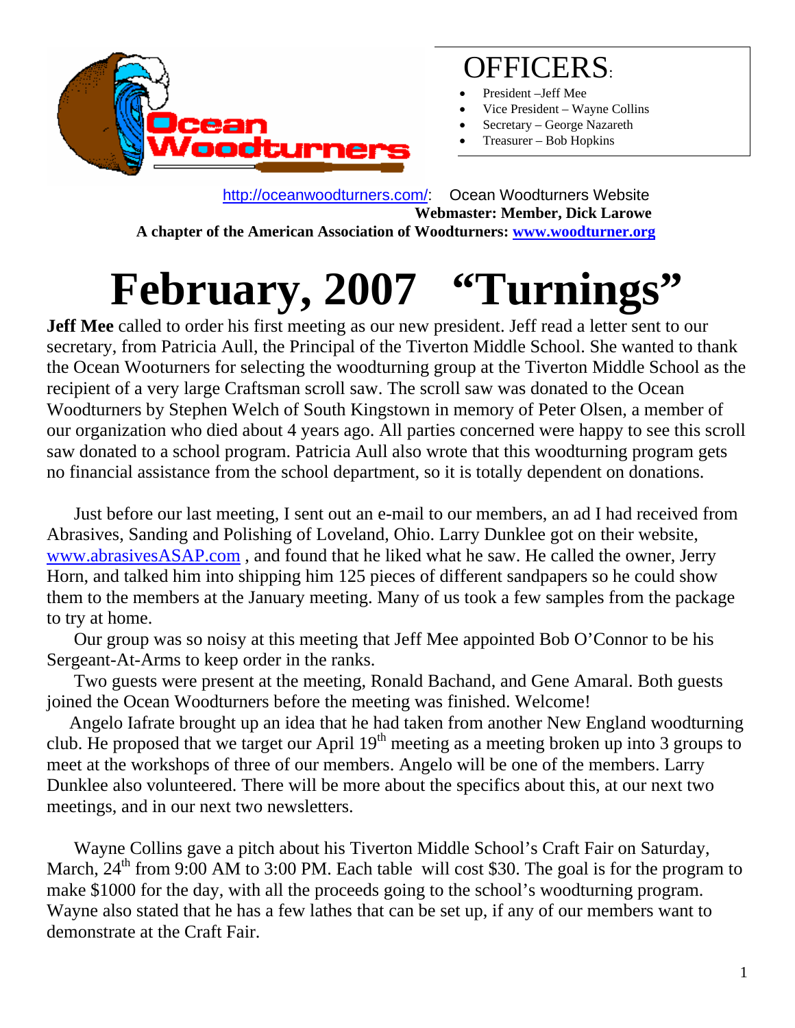Ocean Woodturners

## OFFICERS:

- President –Jeff Mee
- Vice President – Wayne Collins
- Secretary – George Nazareth
- Treasurer – Bob Hopkins

http://oceanwoodturners.com/: Ocean Woodturners Website
**Webmaster: Member, Dick Larowe**
**A chapter of the American Association of Woodturners: www.woodturner.org**

# February, 2007 "Turnings"

**Jeff Mee** called to order his first meeting as our new president. Jeff read a letter sent to our secretary, from Patricia Aull, the Principal of the Tiverton Middle School. She wanted to thank the Ocean Wooturners for selecting the woodturning group at the Tiverton Middle School as the recipient of a very large Craftsman scroll saw. The scroll saw was donated to the Ocean Woodturners by Stephen Welch of South Kingstown in memory of Peter Olsen, a member of our organization who died about 4 years ago. All parties concerned were happy to see this scroll saw donated to a school program. Patricia Aull also wrote that this woodturning program gets no financial assistance from the school department, so it is totally dependent on donations.

Just before our last meeting, I sent out an e-mail to our members, an ad I had received from Abrasives, Sanding and Polishing of Loveland, Ohio. Larry Dunklee got on their website, www.abrasivesASAP.com , and found that he liked what he saw. He called the owner, Jerry Horn, and talked him into shipping him 125 pieces of different sandpapers so he could show them to the members at the January meeting. Many of us took a few samples from the package to try at home.

Our group was so noisy at this meeting that Jeff Mee appointed Bob O'Connor to be his Sergeant-At-Arms to keep order in the ranks.

Two guests were present at the meeting, Ronald Bachand, and Gene Amaral. Both guests joined the Ocean Woodturners before the meeting was finished. Welcome!

Angelo Iafrate brought up an idea that he had taken from another New England woodturning club. He proposed that we target our April 19th meeting as a meeting broken up into 3 groups to meet at the workshops of three of our members. Angelo will be one of the members. Larry Dunklee also volunteered. There will be more about the specifics about this, at our next two meetings, and in our next two newsletters.

Wayne Collins gave a pitch about his Tiverton Middle School's Craft Fair on Saturday, March, 24th from 9:00 AM to 3:00 PM. Each table will cost $30. The goal is for the program to make $1000 for the day, with all the proceeds going to the school's woodturning program. Wayne also stated that he has a few lathes that can be set up, if any of our members want to demonstrate at the Craft Fair.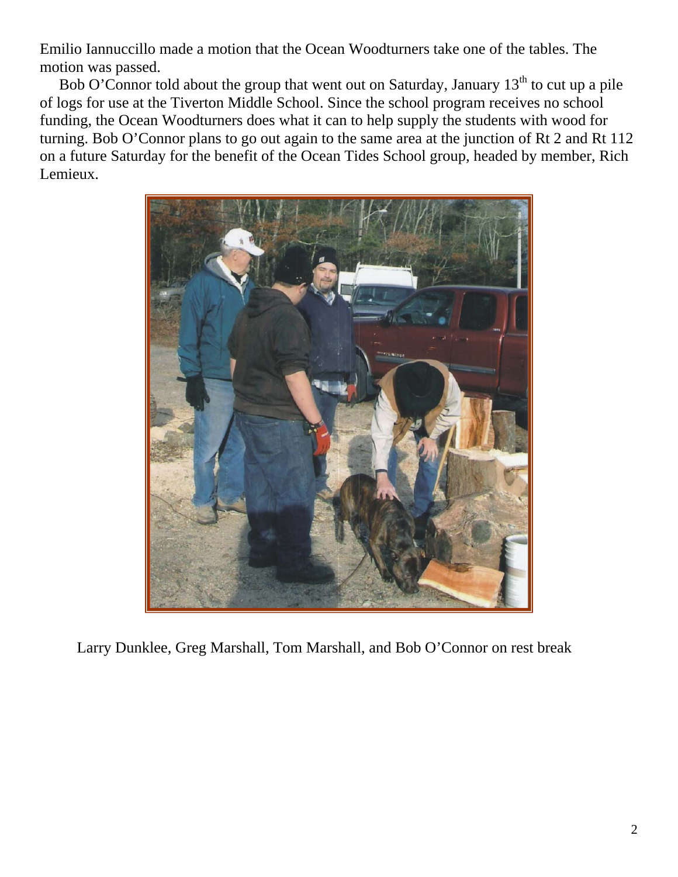Emilio Iannuccillo made a motion that the Ocean Woodturners take one of the tables. The motion was passed.

Bob O'Connor told about the group that went out on Saturday, January 13th to cut up a pile of logs for use at the Tiverton Middle School. Since the school program receives no school funding, the Ocean Woodturners does what it can to help supply the students with wood for turning. Bob O'Connor plans to go out again to the same area at the junction of Rt 2 and Rt 112 on a future Saturday for the benefit of the Ocean Tides School group, headed by member, Rich Lemieux.

Larry Dunklee, Greg Marshall, Tom Marshall, and Bob O'Connor on rest break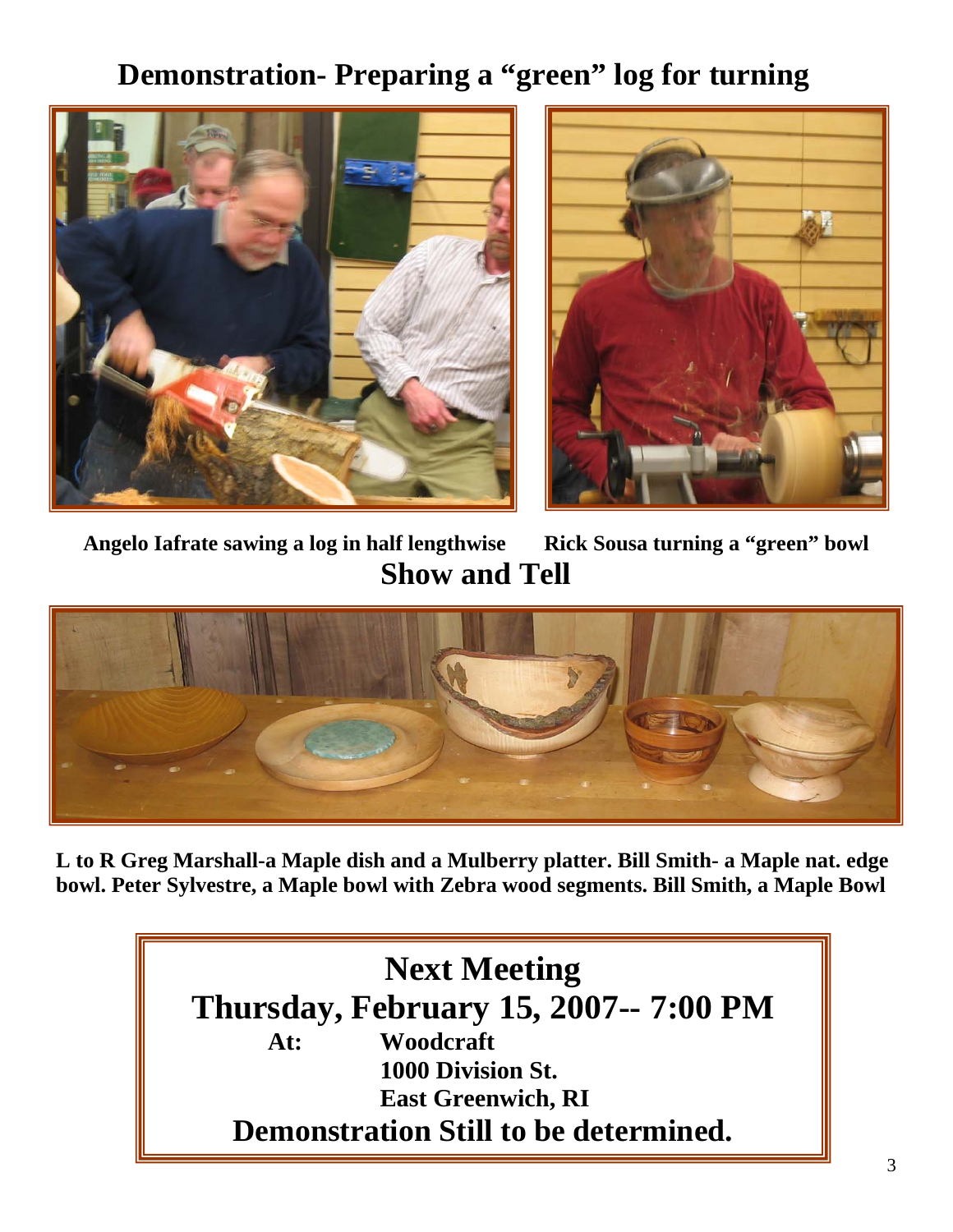# Demonstration- Preparing a "green" log for turning

**Angelo Iafrate sawing a log in half lengthwise**

**Rick Sousa turning a "green" bowl**

# Show and Tell

**L to R Greg Marshall-a Maple dish and a Mulberry platter. Bill Smith- a Maple nat. edge bowl. Peter Sylvestre, a Maple bowl with Zebra wood segments. Bill Smith, a Maple Bowl**

## Next Meeting

## Thursday, February 15, 2007-- 7:00 PM

**At:** **Woodcraft**
**1000 Division St.**
**East Greenwich, RI**

**Demonstration Still to be determined.**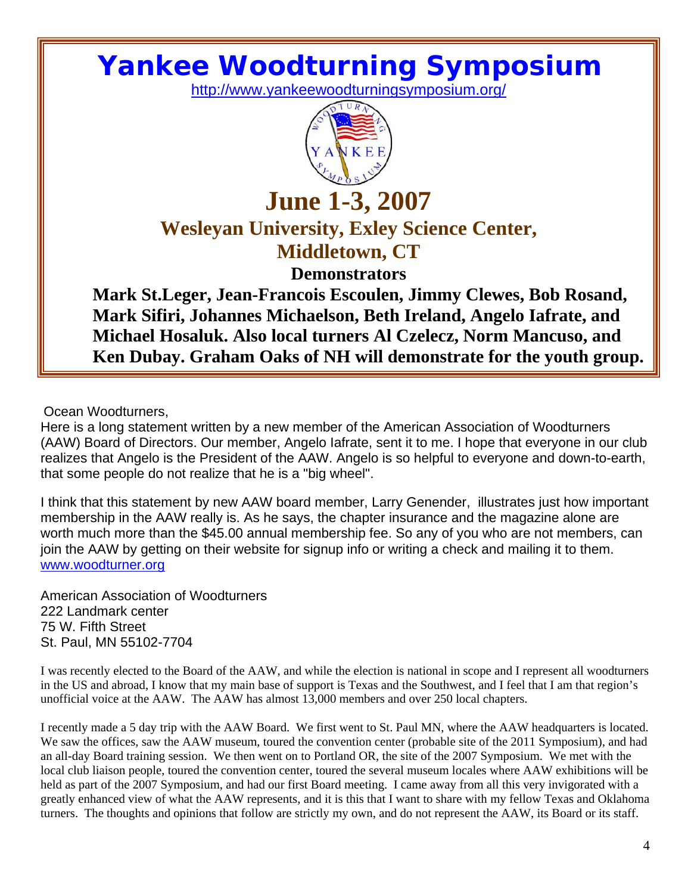# Yankee Woodturning Symposium

http://www.yankeewoodturningsymposium.org/

## June 1-3, 2007

### Wesleyan University, Exley Science Center, Middletown, CT

**Demonstrators**

**Mark St.Leger, Jean-Francois Escoulen, Jimmy Clewes, Bob Rosand, Mark Sifiri, Johannes Michaelson, Beth Ireland, Angelo Iafrate, and Michael Hosaluk. Also local turners Al Czelecz, Norm Mancuso, and Ken Dubay. Graham Oaks of NH will demonstrate for the youth group.**

Ocean Woodturners,

Here is a long statement written by a new member of the American Association of Woodturners (AAW) Board of Directors. Our member, Angelo Iafrate, sent it to me. I hope that everyone in our club realizes that Angelo is the President of the AAW. Angelo is so helpful to everyone and down-to-earth, that some people do not realize that he is a "big wheel".

I think that this statement by new AAW board member, Larry Genender, illustrates just how important membership in the AAW really is. As he says, the chapter insurance and the magazine alone are worth much more than the $45.00 annual membership fee. So any of you who are not members, can join the AAW by getting on their website for signup info or writing a check and mailing it to them. www.woodturner.org

American Association of Woodturners
222 Landmark center
75 W. Fifth Street
St. Paul, MN 55102-7704

I was recently elected to the Board of the AAW, and while the election is national in scope and I represent all woodturners in the US and abroad, I know that my main base of support is Texas and the Southwest, and I feel that I am that region's unofficial voice at the AAW. The AAW has almost 13,000 members and over 250 local chapters.

I recently made a 5 day trip with the AAW Board. We first went to St. Paul MN, where the AAW headquarters is located. We saw the offices, saw the AAW museum, toured the convention center (probable site of the 2011 Symposium), and had an all-day Board training session. We then went on to Portland OR, the site of the 2007 Symposium. We met with the local club liaison people, toured the convention center, toured the several museum locales where AAW exhibitions will be held as part of the 2007 Symposium, and had our first Board meeting. I came away from all this very invigorated with a greatly enhanced view of what the AAW represents, and it is this that I want to share with my fellow Texas and Oklahoma turners. The thoughts and opinions that follow are strictly my own, and do not represent the AAW, its Board or its staff.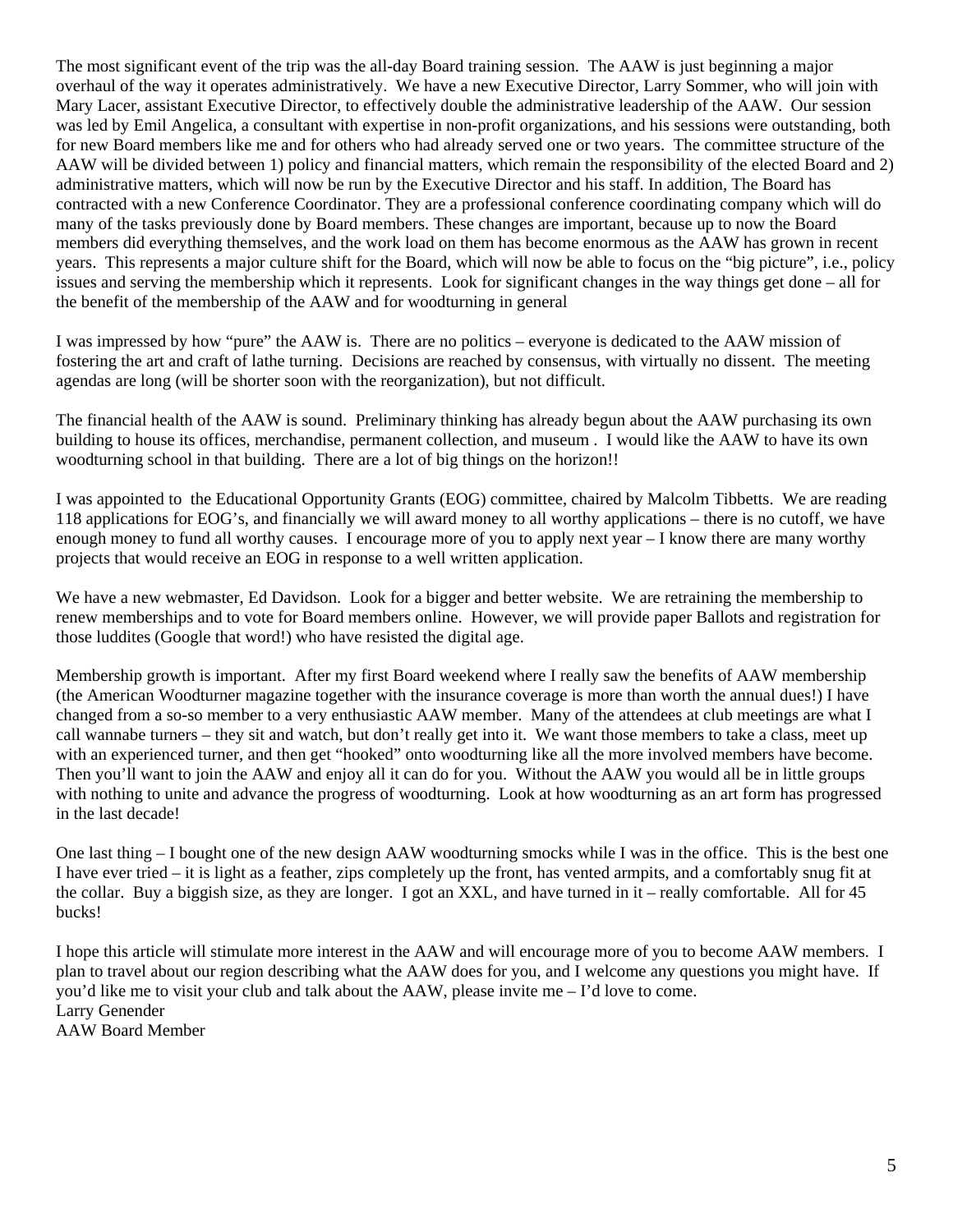The most significant event of the trip was the all-day Board training session. The AAW is just beginning a major overhaul of the way it operates administratively. We have a new Executive Director, Larry Sommer, who will join with Mary Lacer, assistant Executive Director, to effectively double the administrative leadership of the AAW. Our session was led by Emil Angelica, a consultant with expertise in non-profit organizations, and his sessions were outstanding, both for new Board members like me and for others who had already served one or two years. The committee structure of the AAW will be divided between 1) policy and financial matters, which remain the responsibility of the elected Board and 2) administrative matters, which will now be run by the Executive Director and his staff. In addition, The Board has contracted with a new Conference Coordinator. They are a professional conference coordinating company which will do many of the tasks previously done by Board members. These changes are important, because up to now the Board members did everything themselves, and the work load on them has become enormous as the AAW has grown in recent years. This represents a major culture shift for the Board, which will now be able to focus on the "big picture", i.e., policy issues and serving the membership which it represents. Look for significant changes in the way things get done – all for the benefit of the membership of the AAW and for woodturning in general

I was impressed by how "pure" the AAW is. There are no politics – everyone is dedicated to the AAW mission of fostering the art and craft of lathe turning. Decisions are reached by consensus, with virtually no dissent. The meeting agendas are long (will be shorter soon with the reorganization), but not difficult.

The financial health of the AAW is sound. Preliminary thinking has already begun about the AAW purchasing its own building to house its offices, merchandise, permanent collection, and museum . I would like the AAW to have its own woodturning school in that building. There are a lot of big things on the horizon!!

I was appointed to the Educational Opportunity Grants (EOG) committee, chaired by Malcolm Tibbetts. We are reading 118 applications for EOG's, and financially we will award money to all worthy applications – there is no cutoff, we have enough money to fund all worthy causes. I encourage more of you to apply next year – I know there are many worthy projects that would receive an EOG in response to a well written application.

We have a new webmaster, Ed Davidson. Look for a bigger and better website. We are retraining the membership to renew memberships and to vote for Board members online. However, we will provide paper Ballots and registration for those luddites (Google that word!) who have resisted the digital age.

Membership growth is important. After my first Board weekend where I really saw the benefits of AAW membership (the American Woodturner magazine together with the insurance coverage is more than worth the annual dues!) I have changed from a so-so member to a very enthusiastic AAW member. Many of the attendees at club meetings are what I call wannabe turners – they sit and watch, but don't really get into it. We want those members to take a class, meet up with an experienced turner, and then get "hooked" onto woodturning like all the more involved members have become. Then you'll want to join the AAW and enjoy all it can do for you. Without the AAW you would all be in little groups with nothing to unite and advance the progress of woodturning. Look at how woodturning as an art form has progressed in the last decade!

One last thing – I bought one of the new design AAW woodturning smocks while I was in the office. This is the best one I have ever tried – it is light as a feather, zips completely up the front, has vented armpits, and a comfortably snug fit at the collar. Buy a biggish size, as they are longer. I got an XXL, and have turned in it – really comfortable. All for 45 bucks!

I hope this article will stimulate more interest in the AAW and will encourage more of you to become AAW members. I plan to travel about our region describing what the AAW does for you, and I welcome any questions you might have. If you'd like me to visit your club and talk about the AAW, please invite me – I'd love to come.
Larry Genender
AAW Board Member